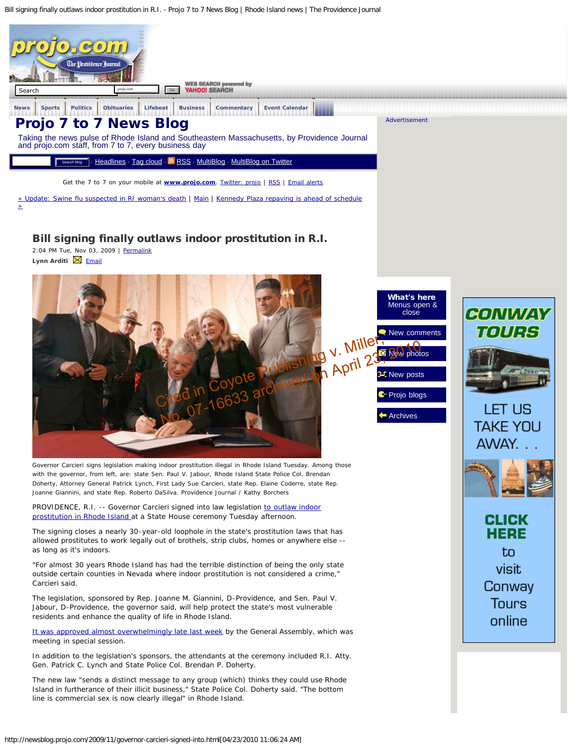# Projo 7 to 7 News Blog

Taking the news pulse of Rhode Island and Southeastern Massachusetts, by Providence Journal and projo.com staff, from 7 to 7, every business day

Headlines · Tag cloud · RSS · MultiBlog · MultiBlog on Twitter

Get the 7 to 7 on your mobile at **www.projo.com**. Twitter: projo | RSS | Email alerts

« Update: Swine flu suspected in RI woman's death | Main | Kennedy Plaza repaving is ahead of schedule »

## Bill signing finally outlaws indoor prostitution in R.I.

2:04 PM Tue, Nov 03, 2009 | Permalink

**Lynn Arditi** Email

Cited in Coyote Publishing v. Miller, No. 07-16633 archived on April 23, 2010

Governor Carcieri signs legislation making indoor prostitution illegal in Rhode Island Tuesday. Among those with the governor, from left, are: state Sen. Paul V. Jabour, Rhode Island State Police Col. Brendan Doherty, Attorney General Patrick Lynch, First Lady Sue Carcieri, state Rep. Elaine Coderre, state Rep. Joanne Giannini, and state Rep. Roberto DaSilva. Providence Journal / Kathy Borchers

PROVIDENCE, R.I. -- Governor Carcieri signed into law legislation to outlaw indoor prostitution in Rhode Island at a State House ceremony Tuesday afternoon.

The signing closes a nearly 30-year-old loophole in the state's prostitution laws that has allowed prostitutes to work legally out of brothels, strip clubs, homes or anywhere else -- as long as it's indoors.

"For almost 30 years Rhode Island has had the terrible distinction of being the only state outside certain counties in Nevada where indoor prostitution is not considered a crime," Carcieri said.

The legislation, sponsored by Rep. Joanne M. Giannini, D-Providence, and Sen. Paul V. Jabour, D-Providence, the governor said, will help protect the state's most vulnerable residents and enhance the quality of life in Rhode Island.

It was approved almost overwhelmingly late last week by the General Assembly, which was meeting in special session.

In addition to the legislation's sponsors, the attendants at the ceremony included R.I. Atty. Gen. Patrick C. Lynch and State Police Col. Brendan P. Doherty.

The new law "sends a distinct message to any group (which) thinks they could use Rhode Island in furtherance of their illicit business," State Police Col. Doherty said. "The bottom line is commercial sex is now clearly illegal" in Rhode Island.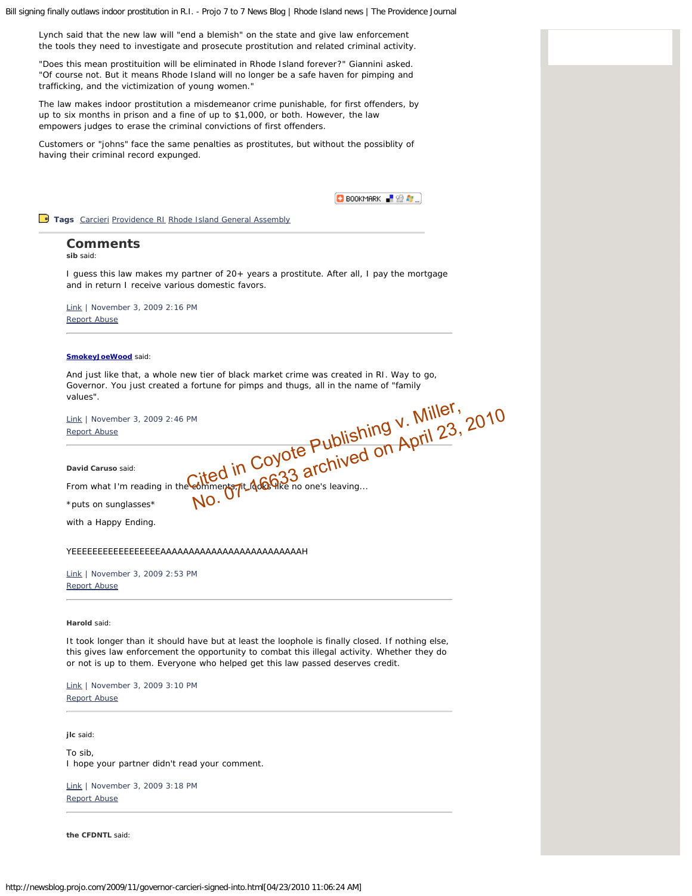Lynch said that the new law will "end a blemish" on the state and give law enforcement the tools they need to investigate and prosecute prostitution and related criminal activity.

"Does this mean prostituition will be eliminated in Rhode Island forever?" Giannini asked. "Of course not. But it means Rhode Island will no longer be a safe haven for pimping and trafficking, and the victimization of young women."

The law makes indoor prostitution a misdemeanor crime punishable, for first offenders, by up to six months in prison and a fine of up to $1,000, or both. However, the law empowers judges to erase the criminal convictions of first offenders.

Customers or "johns" face the same penalties as prostitutes, but without the possiblity of having their criminal record expunged.

BOOKMARK

**Tags** Carcieri Providence RI Rhode Island General Assembly

## Comments

**sib** said:

I guess this law makes my partner of 20+ years a prostitute. After all, I pay the mortgage and in return I receive various domestic favors.

Link | November 3, 2009 2:16 PM
Report Abuse

---

**SmokeyJoeWood** said:

And just like that, a whole new tier of black market crime was created in RI. Way to go, Governor. You just created a fortune for pimps and thugs, all in the name of "family values".

Link | November 3, 2009 2:46 PM
Report Abuse

---

Cited in Coyote Publishing v. Miller, No. 07-16633 archived on April 23, 2010

**David Caruso** said:

From what I'm reading in the comments, it looks like no one's leaving...

*puts on sunglasses*

with a Happy Ending.

YEEEEEEEEEEEEEEEEEAAAAAAAAAAAAAAAAAAAAAAAAAAH

Link | November 3, 2009 2:53 PM
Report Abuse

---

**Harold** said:

It took longer than it should have but at least the loophole is finally closed. If nothing else, this gives law enforcement the opportunity to combat this illegal activity. Whether they do or not is up to them. Everyone who helped get this law passed deserves credit.

Link | November 3, 2009 3:10 PM
Report Abuse

---

**jlc** said:

To sib,
I hope your partner didn't read your comment.

Link | November 3, 2009 3:18 PM
Report Abuse

---

**the CFDNTL** said: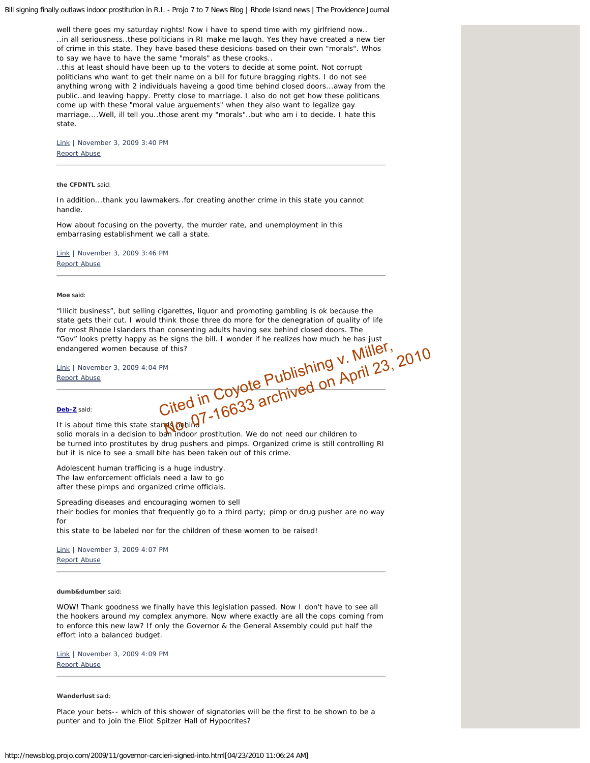well there goes my saturday nights! Now i have to spend time with my girlfriend now..
..in all seriousness..these politicians in RI make me laugh. Yes they have created a new tier of crime in this state. They have based these desicions based on their own "morals". Whos to say we have to have the same "morals" as these crooks..
..this at least should have been up to the voters to decide at some point. Not corrupt politicians who want to get their name on a bill for future bragging rights. I do not see anything wrong with 2 individuals haveing a good time behind closed doors...away from the public..and leaving happy. Pretty close to marriage. I also do not get how these politicans come up with these "moral value arguements" when they also want to legalize gay marriage....Well, ill tell you..those arent my "morals"..but who am i to decide. I hate this state.

Link | November 3, 2009 3:40 PM
Report Abuse

---

**the CFDNTL** said:

In addition...thank you lawmakers..for creating another crime in this state you cannot handle.

How about focusing on the poverty, the murder rate, and unemployment in this embarrasing establishment we call a state.

Link | November 3, 2009 3:46 PM
Report Abuse

---

**Moe** said:

“Illicit business”, but selling cigarettes, liquor and promoting gambling is ok because the state gets their cut. I would think those three do more for the denegration of quality of life for most Rhode Islanders than consenting adults having sex behind closed doors. The “Gov” looks pretty happy as he signs the bill. I wonder if he realizes how much he has just endangered women because of this?

Link | November 3, 2009 4:04 PM
Report Abuse

Cited in Coyote Publishing v. Miller, No. 07-16633 archived on April 23, 2010

---

**Deb-Z** said:

It is about time this state stands behind
solid morals in a decision to ban indoor prostitution. We do not need our children to be turned into prostitutes by drug pushers and pimps. Organized crime is still controlling RI but it is nice to see a small bite has been taken out of this crime.

Adolescent human trafficing is a huge industry.
The law enforcement officials need a law to go
after these pimps and organized crime officials.

Spreading diseases and encouraging women to sell
their bodies for monies that frequently go to a third party; pimp or drug pusher are no way for
this state to be labeled nor for the children of these women to be raised!

Link | November 3, 2009 4:07 PM
Report Abuse

---

**dumb&dumber** said:

WOW! Thank goodness we finally have this legislation passed. Now I don't have to see all the hookers around my complex anymore. Now where exactly are all the cops coming from to enforce this new law? If only the Governor & the General Assembly could put half the effort into a balanced budget.

Link | November 3, 2009 4:09 PM
Report Abuse

---

**Wanderlust** said:

Place your bets-- which of this shower of signatories will be the first to be shown to be a punter and to join the Eliot Spitzer Hall of Hypocrites?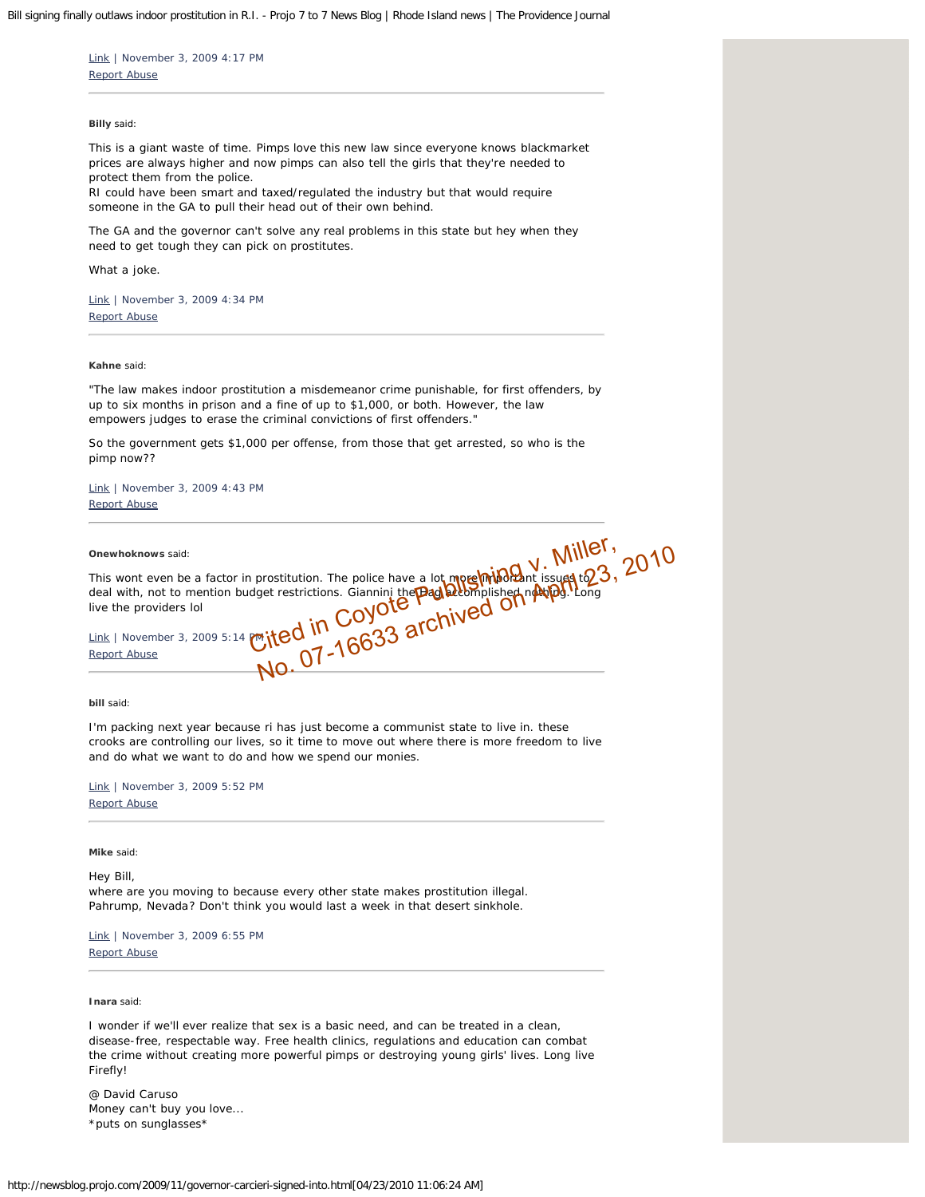[Link](#) | November 3, 2009 4:17 PM
[Report Abuse](#)

---

**Billy** said:

This is a giant waste of time. Pimps love this new law since everyone knows blackmarket prices are always higher and now pimps can also tell the girls that they're needed to protect them from the police.
RI could have been smart and taxed/regulated the industry but that would require someone in the GA to pull their head out of their own behind.

The GA and the governor can't solve any real problems in this state but hey when they need to get tough they can pick on prostitutes.

What a joke.

[Link](#) | November 3, 2009 4:34 PM
[Report Abuse](#)

---

**Kahne** said:

"The law makes indoor prostitution a misdemeanor crime punishable, for first offenders, by up to six months in prison and a fine of up to $1,000, or both. However, the law empowers judges to erase the criminal convictions of first offenders."

So the government gets $1,000 per offense, from those that get arrested, so who is the pimp now??

[Link](#) | November 3, 2009 4:43 PM
[Report Abuse](#)

---

**Onewhoknows** said:

This wont even be a factor in prostitution. The police have a lot more important issues to deal with, not to mention budget restrictions. Giannini the Hag accomplished nothing. Long live the providers lol

[Link](#) | November 3, 2009 5:14 PM
[Report Abuse](#)

Cited in Coyote Publishing v. Miller, No. 07-16633 archived on April 23, 2010

---

**bill** said:

I'm packing next year because ri has just become a communist state to live in. these crooks are controlling our lives, so it time to move out where there is more freedom to live and do what we want to do and how we spend our monies.

[Link](#) | November 3, 2009 5:52 PM
[Report Abuse](#)

---

**Mike** said:

Hey Bill,
where are you moving to because every other state makes prostitution illegal. Pahrump, Nevada? Don't think you would last a week in that desert sinkhole.

[Link](#) | November 3, 2009 6:55 PM
[Report Abuse](#)

---

**Inara** said:

I wonder if we'll ever realize that sex is a basic need, and can be treated in a clean, disease-free, respectable way. Free health clinics, regulations and education can combat the crime without creating more powerful pimps or destroying young girls' lives. Long live Firefly!

@ David Caruso
Money can't buy you love...
*puts on sunglasses*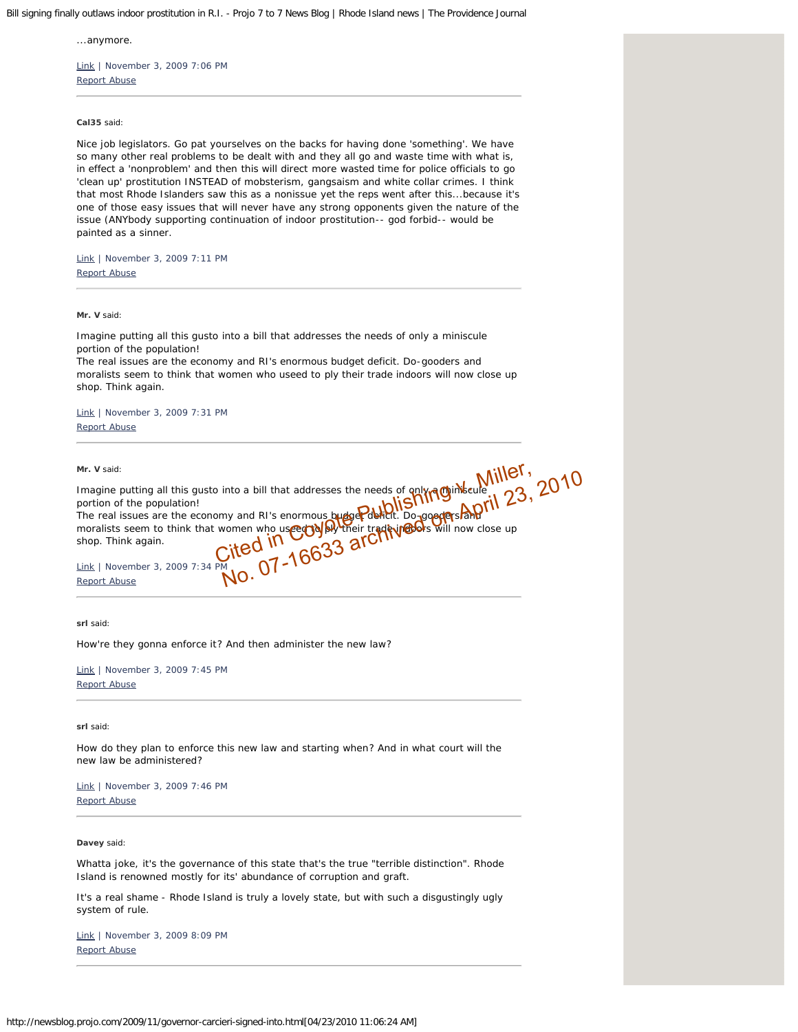...anymore.

Link | November 3, 2009 7:06 PM
Report Abuse

---

**Cal35** said:

Nice job legislators. Go pat yourselves on the backs for having done 'something'. We have so many other real problems to be dealt with and they all go and waste time with what is, in effect a 'nonproblem' and then this will direct more wasted time for police officials to go 'clean up' prostitution INSTEAD of mobsterism, gangsaism and white collar crimes. I think that most Rhode Islanders saw this as a nonissue yet the reps went after this...because it's one of those easy issues that will never have any strong opponents given the nature of the issue (ANYbody supporting continuation of indoor prostitution-- god forbid-- would be painted as a sinner.

Link | November 3, 2009 7:11 PM
Report Abuse

---

**Mr. V** said:

Imagine putting all this gusto into a bill that addresses the needs of only a miniscule portion of the population!
The real issues are the economy and RI's enormous budget deficit. Do-gooders and moralists seem to think that women who used to ply their trade indoors will now close up shop. Think again.

Link | November 3, 2009 7:31 PM
Report Abuse

---

**Mr. V** said:

Imagine putting all this gusto into a bill that addresses the needs of only a miniscule portion of the population!
The real issues are the economy and RI's enormous budget deficit. Do-gooders and moralists seem to think that women who used to ply their trade indoors will now close up shop. Think again.

Cited in Coyote Publishing v. Miller, No. 07-16633 archived on April 23, 2010

Link | November 3, 2009 7:34 PM
Report Abuse

---

**srl** said:

How're they gonna enforce it? And then administer the new law?

Link | November 3, 2009 7:45 PM
Report Abuse

---

**srl** said:

How do they plan to enforce this new law and starting when? And in what court will the new law be administered?

Link | November 3, 2009 7:46 PM
Report Abuse

---

**Davey** said:

Whatta joke, it's the governance of this state that's the true "terrible distinction". Rhode Island is renowned mostly for its' abundance of corruption and graft.

It's a real shame - Rhode Island is truly a lovely state, but with such a disgustingly ugly system of rule.

Link | November 3, 2009 8:09 PM
Report Abuse

---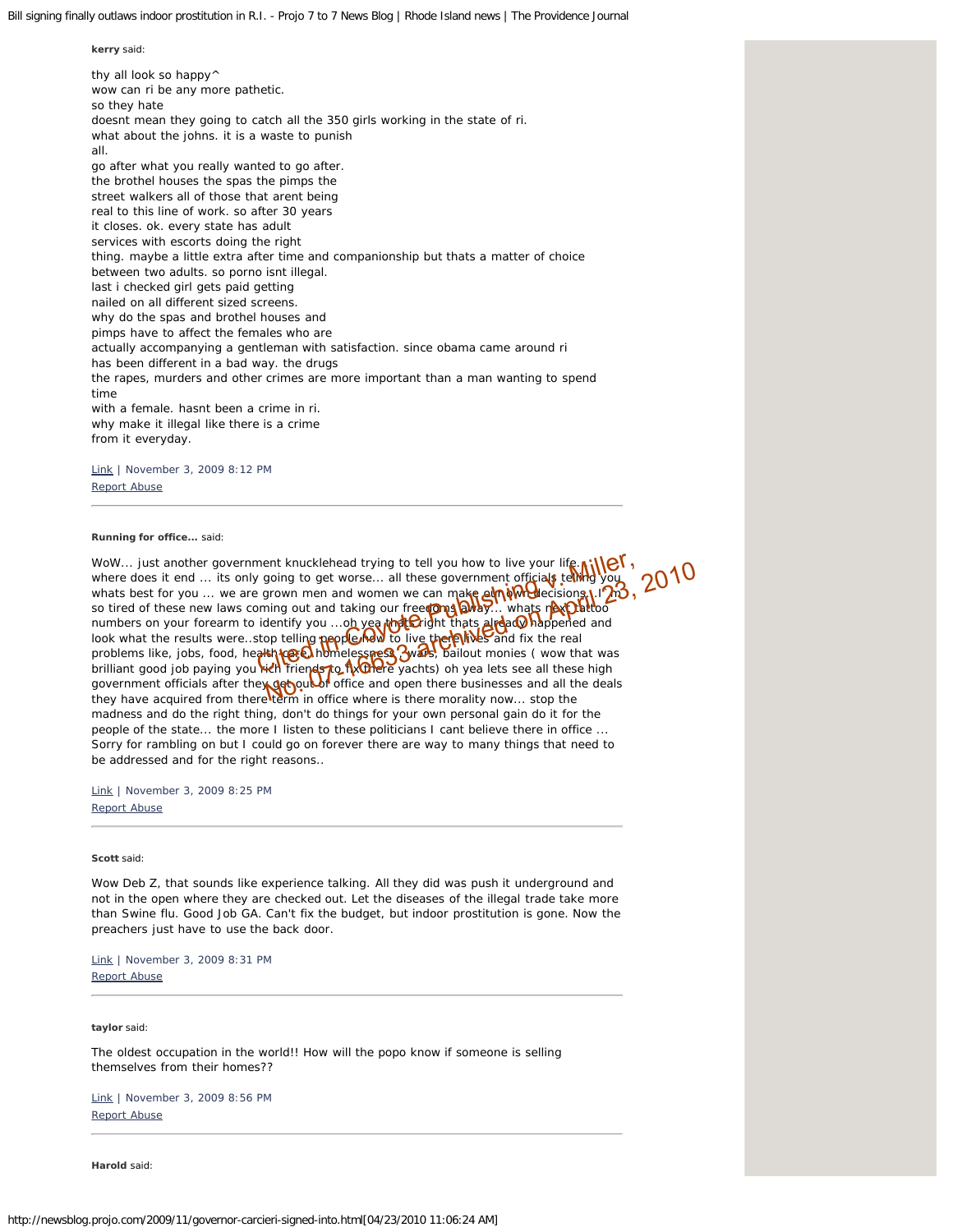**kerry** said:

thy all look so happy^
wow can ri be any more pathetic.
so they hate
doesnt mean they going to catch all the 350 girls working in the state of ri.
what about the johns. it is a waste to punish
all.
go after what you really wanted to go after.
the brothel houses the spas the pimps the
street walkers all of those that arent being
real to this line of work. so after 30 years
it closes. ok. every state has adult
services with escorts doing the right
thing. maybe a little extra after time and companionship but thats a matter of choice
between two adults. so porno isnt illegal.
last i checked girl gets paid getting
nailed on all different sized screens.
why do the spas and brothel houses and
pimps have to affect the females who are
actually accompanying a gentleman with satisfaction. since obama came around ri
has been different in a bad way. the drugs
the rapes, murders and other crimes are more important than a man wanting to spend
time
with a female. hasnt been a crime in ri.
why make it illegal like there is a crime
from it everyday.

Link | November 3, 2009 8:12 PM
Report Abuse

---

**Running for office...** said:

WoW... just another government knucklehead trying to tell you how to live your life... where does it end ... its only going to get worse... all these government officials telling you whats best for you ... we are grown men and women we can make our own decisions... I'm so tired of these new laws coming out and taking our freedoms away... whats next tattoo numbers on your forearm to identify you ...oh yea thats right thats already happened and look what the results were..stop telling people how to live there lives and fix the real problems like, jobs, food, health care, homelessness, wars, bailout monies ( wow that was brilliant good job paying you rich friends to fix there yachts) oh yea lets see all these high government officials after they get out of office and open there businesses and all the deals they have acquired from there term in office where is there morality now... stop the madness and do the right thing, don't do things for your own personal gain do it for the people of the state... the more I listen to these politicians I cant believe there in office ... Sorry for rambling on but I could go on forever there are way to many things that need to be addressed and for the right reasons..

Link | November 3, 2009 8:25 PM
Report Abuse

---

**Scott** said:

Wow Deb Z, that sounds like experience talking. All they did was push it underground and not in the open where they are checked out. Let the diseases of the illegal trade take more than Swine flu. Good Job GA. Can't fix the budget, but indoor prostitution is gone. Now the preachers just have to use the back door.

Link | November 3, 2009 8:31 PM
Report Abuse

---

**taylor** said:

The oldest occupation in the world!! How will the popo know if someone is selling themselves from their homes??

Link | November 3, 2009 8:56 PM
Report Abuse

---

**Harold** said: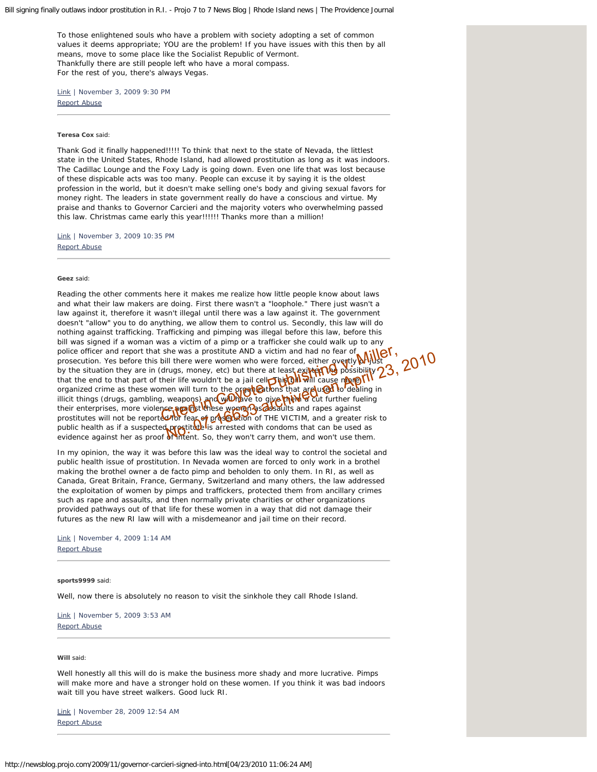To those enlightened souls who have a problem with society adopting a set of common values it deems appropriate; YOU are the problem! If you have issues with this then by all means, move to some place like the Socialist Republic of Vermont.
Thankfully there are still people left who have a moral compass.
For the rest of you, there's always Vegas.

Link | November 3, 2009 9:30 PM
Report Abuse

---

**Teresa Cox** said:

Thank God it finally happened!!!!! To think that next to the state of Nevada, the littlest state in the United States, Rhode Island, had allowed prostitution as long as it was indoors. The Cadillac Lounge and the Foxy Lady is going down. Even one life that was lost because of these dispicable acts was too many. People can excuse it by saying it is the oldest profession in the world, but it doesn't make selling one's body and giving sexual favors for money right. The leaders in state government really do have a conscious and virtue. My praise and thanks to Governor Carcieri and the majority voters who overwhelming passed this law. Christmas came early this year!!!!!! Thanks more than a million!

Link | November 3, 2009 10:35 PM
Report Abuse

---

**Geez** said:

Reading the other comments here it makes me realize how little people know about laws and what their law makers are doing. First there wasn't a "loophole." There just wasn't a law against it, therefore it wasn't illegal until there was a law against it. The government doesn't "allow" you to do anything, we allow them to control us. Secondly, this law will do nothing against trafficking. Trafficking and pimping was illegal before this law, before this bill was signed if a woman was a victim of a pimp or a trafficker she could walk up to any police officer and report that she was a prostitute AND a victim and had no fear of prosecution. Yes before this bill there were women who were forced, either overtly or just by the situation they are in (drugs, money, etc) but there at least existed the possibility that the end to that part of their life wouldn't be a jail cell. This bill will cause more organized crime as these women will turn to the organizations that are used to dealing in illicit things (drugs, gambling, weapons) and will have to give them a cut further fueling their enterprises, more violence against these women as assaults and rapes against prostitutes will not be reported for fear of prosecution of THE VICTIM, and a greater risk to public health as if a suspected prostitute is arrested with condoms that can be used as evidence against her as proof of intent. So, they won't carry them, and won't use them.

In my opinion, the way it was before this law was the ideal way to control the societal and public health issue of prostitution. In Nevada women are forced to only work in a brothel making the brothel owner a de facto pimp and beholden to only them. In RI, as well as Canada, Great Britain, France, Germany, Switzerland and many others, the law addressed the exploitation of women by pimps and traffickers, protected them from ancillary crimes such as rape and assaults, and then normally private charities or other organizations provided pathways out of that life for these women in a way that did not damage their futures as the new RI law will with a misdemeanor and jail time on their record.

Link | November 4, 2009 1:14 AM
Report Abuse

---

**sports9999** said:

Well, now there is absolutely no reason to visit the sinkhole they call Rhode Island.

Link | November 5, 2009 3:53 AM
Report Abuse

---

**Will** said:

Well honestly all this will do is make the business more shady and more lucrative. Pimps will make more and have a stronger hold on these women. If you think it was bad indoors wait till you have street walkers. Good luck RI.

Link | November 28, 2009 12:54 AM
Report Abuse

---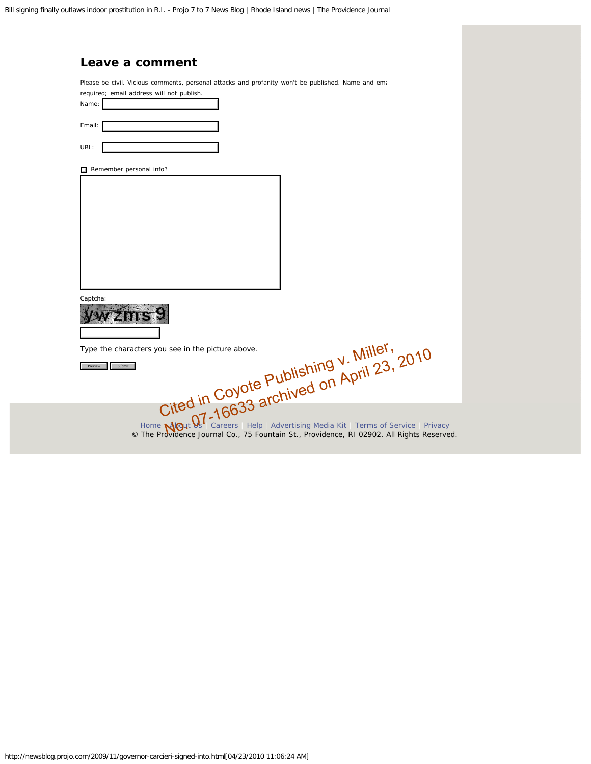## Leave a comment

Please be civil. Vicious comments, personal attacks and profanity won't be published. Name and ema required; email address will not publish.

Name:

Email:

URL:

Remember personal info?

Captcha:

Type the characters you see in the picture above.

Preview Submit

Cited in Coyote Publishing v. Miller, No. 07-16633 archived on April 23, 2010

Home | About Us | Careers | Help | Advertising Media Kit | Terms of Service | Privacy

© The Providence Journal Co., 75 Fountain St., Providence, RI 02902. All Rights Reserved.